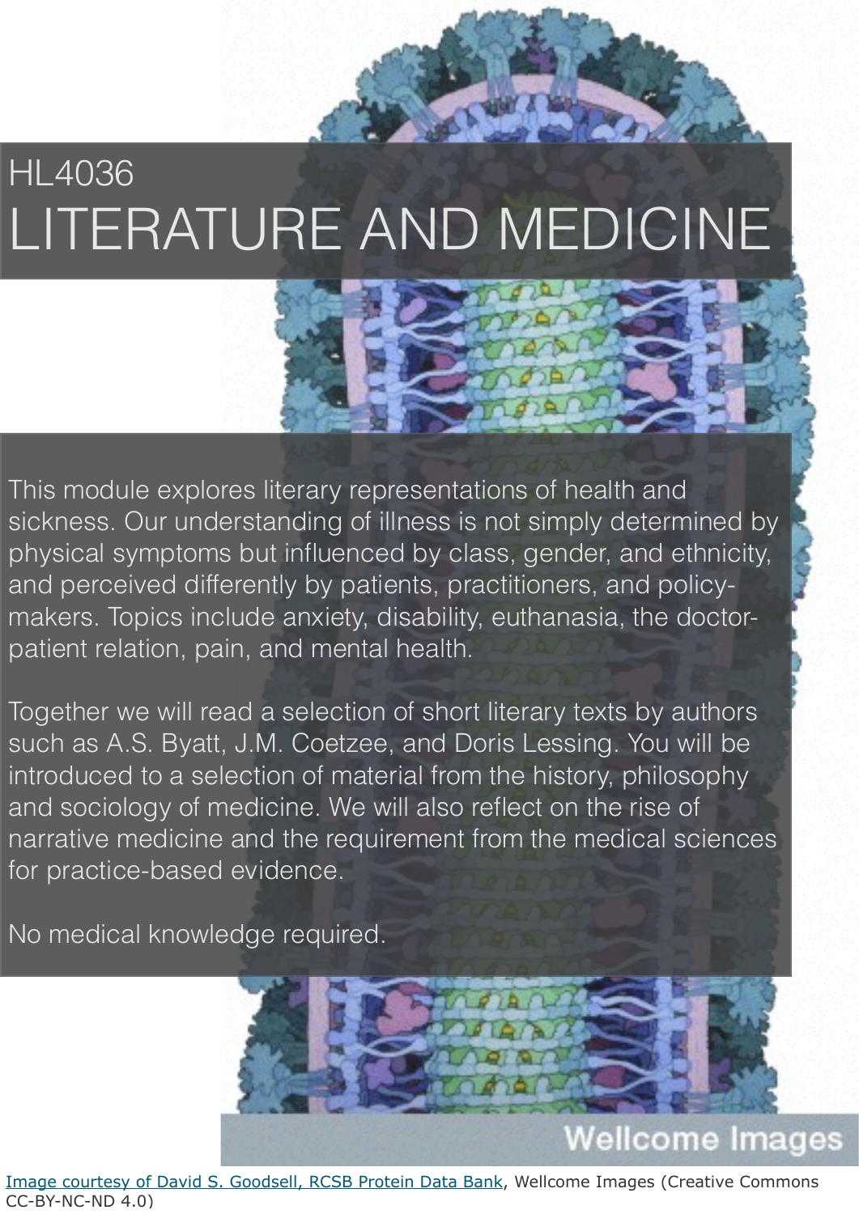HL4036

# LITERATURE AND MEDICINE

This module explores literary representations of health and sickness. Our understanding of illness is not simply determined by physical symptoms but influenced by class, gender, and ethnicity, and perceived differently by patients, practitioners, and policy-makers. Topics include anxiety, disability, euthanasia, the doctor-patient relation, pain, and mental health.

Together we will read a selection of short literary texts by authors such as A.S. Byatt, J.M. Coetzee, and Doris Lessing. You will be introduced to a selection of material from the history, philosophy and sociology of medicine. We will also reflect on the rise of narrative medicine and the requirement from the medical sciences for practice-based evidence.

No medical knowledge required.

Wellcome Images

Image courtesy of David S. Goodsell, RCSB Protein Data Bank, Wellcome Images (Creative Commons CC-BY-NC-ND 4.0)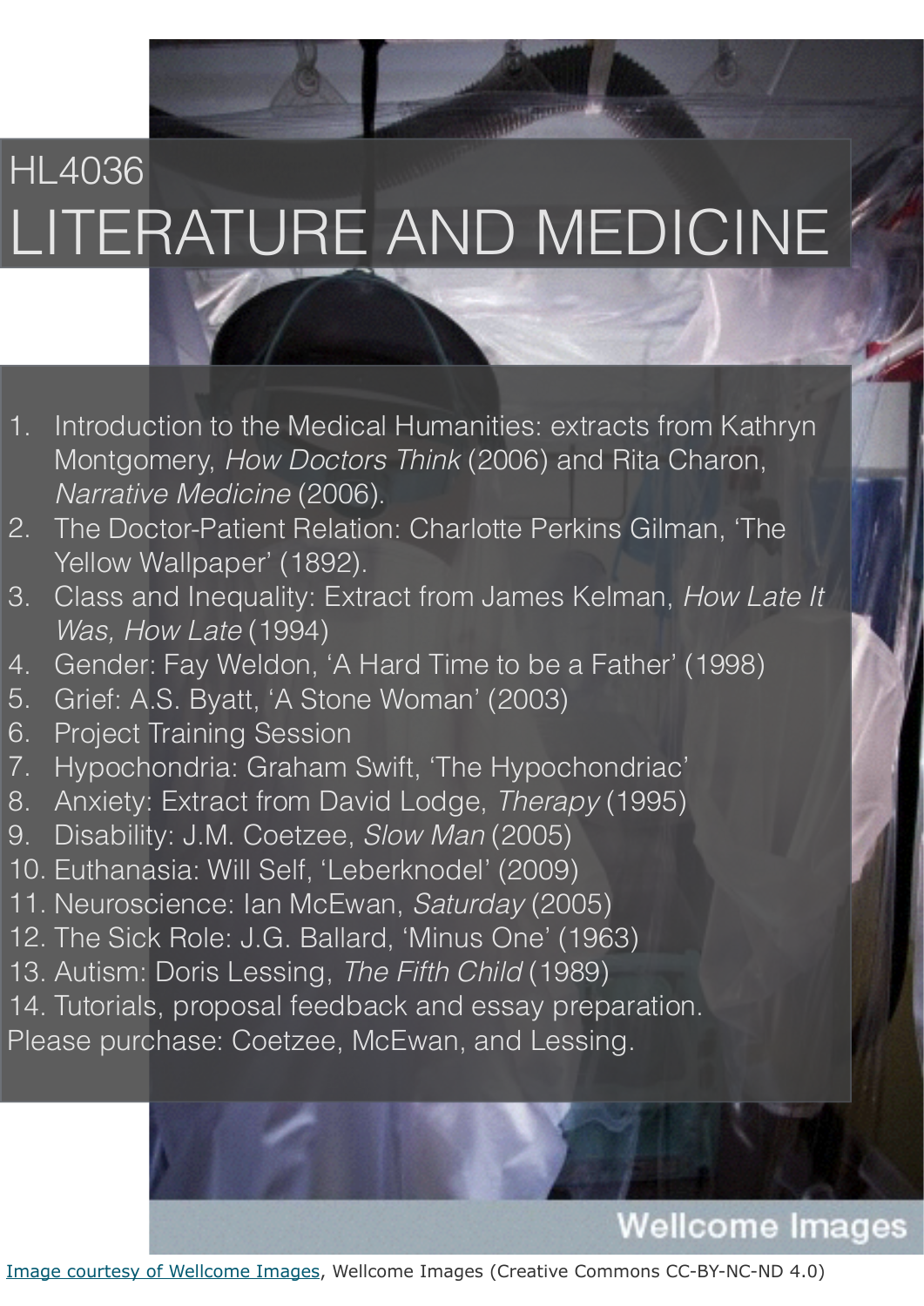HL4036

# LITERATURE AND MEDICINE

1. Introduction to the Medical Humanities: extracts from Kathryn Montgomery, *How Doctors Think* (2006) and Rita Charon, *Narrative Medicine* (2006).
2. The Doctor-Patient Relation: Charlotte Perkins Gilman, 'The Yellow Wallpaper' (1892).
3. Class and Inequality: Extract from James Kelman, *How Late It Was, How Late* (1994)
4. Gender: Fay Weldon, 'A Hard Time to be a Father' (1998)
5. Grief: A.S. Byatt, 'A Stone Woman' (2003)
6. Project Training Session
7. Hypochondria: Graham Swift, 'The Hypochondriac'
8. Anxiety: Extract from David Lodge, *Therapy* (1995)
9. Disability: J.M. Coetzee, *Slow Man* (2005)
10. Euthanasia: Will Self, 'Leberknodel' (2009)
11. Neuroscience: Ian McEwan, *Saturday* (2005)
12. The Sick Role: J.G. Ballard, 'Minus One' (1963)
13. Autism: Doris Lessing, *The Fifth Child* (1989)
14. Tutorials, proposal feedback and essay preparation.

Please purchase: Coetzee, McEwan, and Lessing.

Wellcome Images

Image courtesy of Wellcome Images, Wellcome Images (Creative Commons CC-BY-NC-ND 4.0)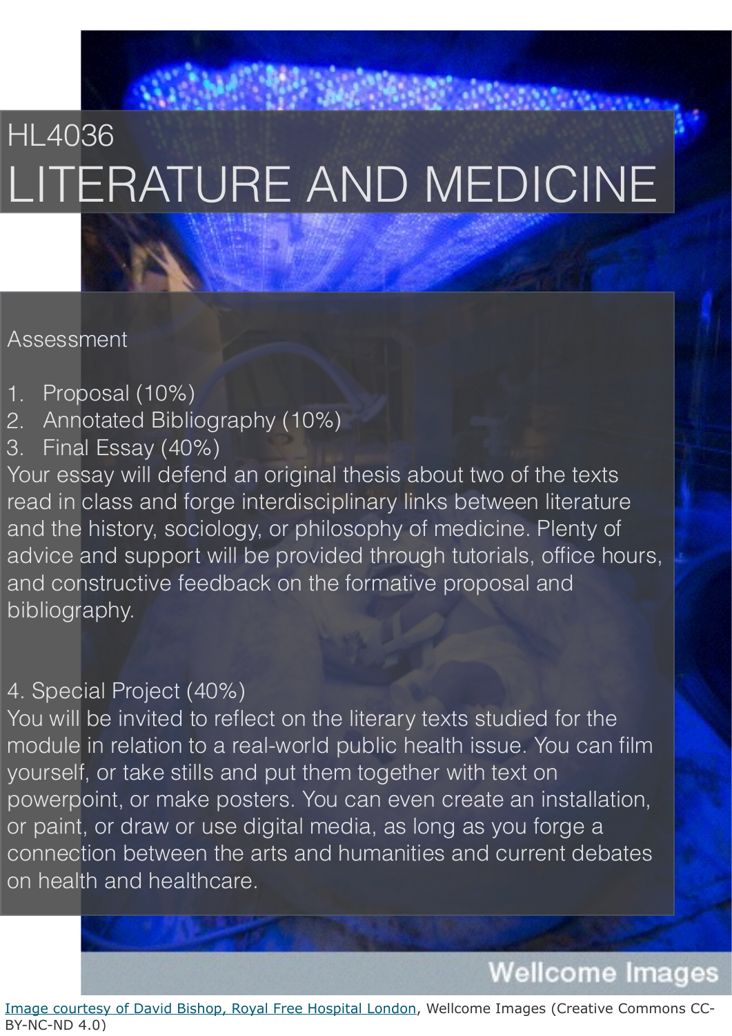HL4036

# LITERATURE AND MEDICINE

## Assessment

1. Proposal (10%)
2. Annotated Bibliography (10%)
3. Final Essay (40%)

Your essay will defend an original thesis about two of the texts read in class and forge interdisciplinary links between literature and the history, sociology, or philosophy of medicine. Plenty of advice and support will be provided through tutorials, office hours, and constructive feedback on the formative proposal and bibliography.

4. Special Project (40%)

You will be invited to reflect on the literary texts studied for the module in relation to a real-world public health issue. You can film yourself, or take stills and put them together with text on powerpoint, or make posters. You can even create an installation, or paint, or draw or use digital media, as long as you forge a connection between the arts and humanities and current debates on health and healthcare.

Wellcome Images

Image courtesy of David Bishop, Royal Free Hospital London, Wellcome Images (Creative Commons CC-BY-NC-ND 4.0)